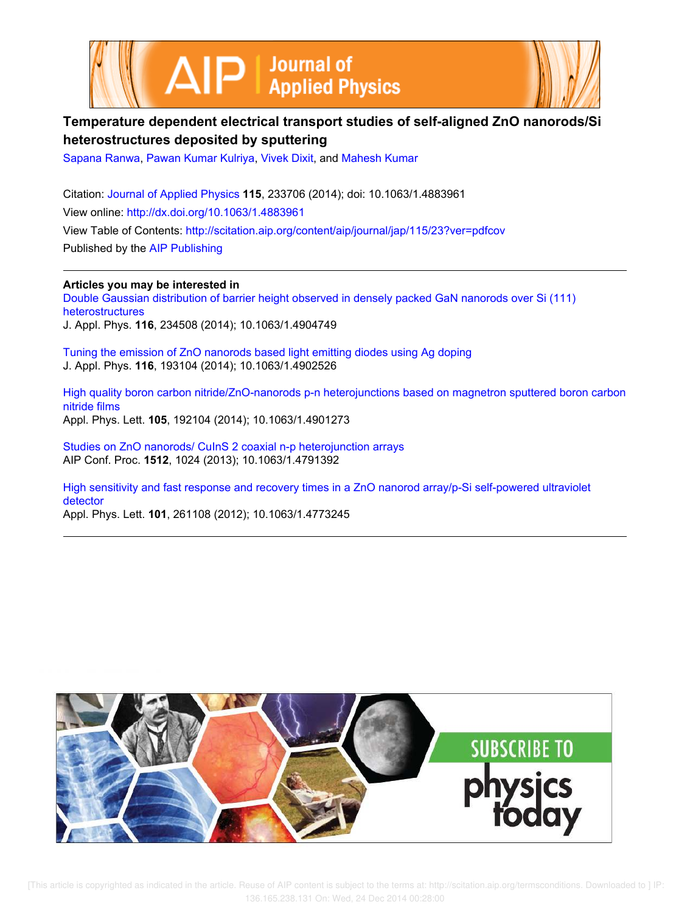# Temperature dependent electrical transport studies of self-aligned ZnO nanorods/Si heterostructures deposited by sputtering

Sapana Ranwa, Pawan Kumar Kulriya, Vivek Dixit, and Mahesh Kumar

Citation: Journal of Applied Physics **115**, 233706 (2014); doi: 10.1063/1.4883961

View online: http://dx.doi.org/10.1063/1.4883961

View Table of Contents: http://scitation.aip.org/content/aip/journal/jap/115/23?ver=pdfcov

Published by the AIP Publishing

**Articles you may be interested in**

Double Gaussian distribution of barrier height observed in densely packed GaN nanorods over Si (111) heterostructures
J. Appl. Phys. **116**, 234508 (2014); 10.1063/1.4904749

Tuning the emission of ZnO nanorods based light emitting diodes using Ag doping
J. Appl. Phys. **116**, 193104 (2014); 10.1063/1.4902526

High quality boron carbon nitride/ZnO-nanorods p-n heterojunctions based on magnetron sputtered boron carbon nitride films
Appl. Phys. Lett. **105**, 192104 (2014); 10.1063/1.4901273

Studies on ZnO nanorods/ CuInS 2 coaxial n-p heterojunction arrays
AIP Conf. Proc. **1512**, 1024 (2013); 10.1063/1.4791392

High sensitivity and fast response and recovery times in a ZnO nanorod array/p-Si self-powered ultraviolet detector
Appl. Phys. Lett. **101**, 261108 (2012); 10.1063/1.4773245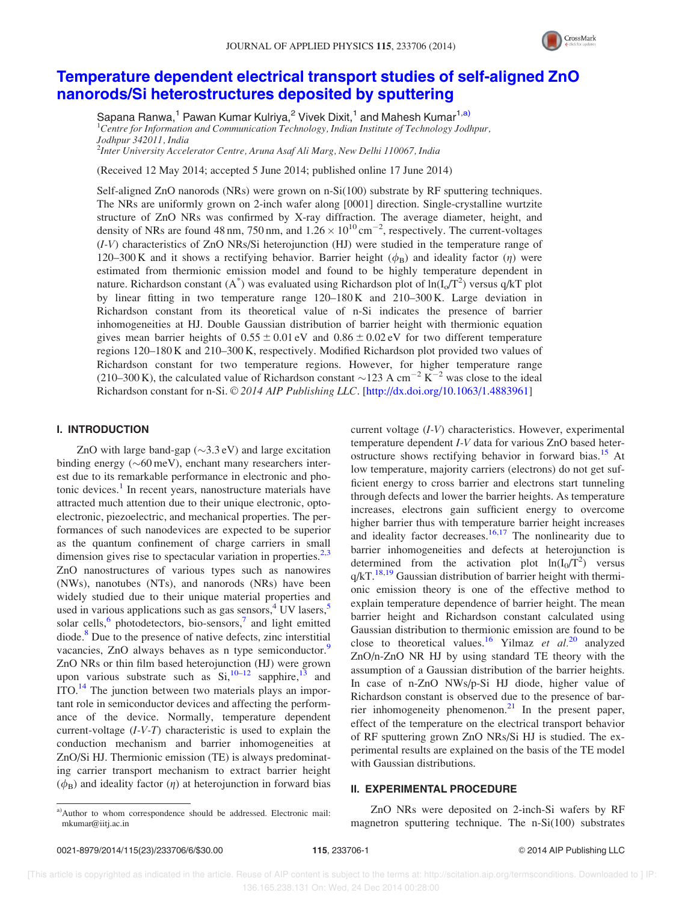# Temperature dependent electrical transport studies of self-aligned ZnO nanorods/Si heterostructures deposited by sputtering

Sapana Ranwa,[1] Pawan Kumar Kulriya,[2] Vivek Dixit,[1] and Mahesh Kumar[1,a)]

[1]*Centre for Information and Communication Technology, Indian Institute of Technology Jodhpur, Jodhpur 342011, India*
[2]*Inter University Accelerator Centre, Aruna Asaf Ali Marg, New Delhi 110067, India*

(Received 12 May 2014; accepted 5 June 2014; published online 17 June 2014)

Self-aligned ZnO nanorods (NRs) were grown on n-Si(100) substrate by RF sputtering techniques. The NRs are uniformly grown on 2-inch wafer along [0001] direction. Single-crystalline wurtzite structure of ZnO NRs was confirmed by X-ray diffraction. The average diameter, height, and density of NRs are found 48 nm, 750 nm, and $1.26 \times 10^{10}\,\mathrm{cm}^{-2}$, respectively. The current-voltages (*I-V*) characteristics of ZnO NRs/Si heterojunction (HJ) were studied in the temperature range of 120–300 K and it shows a rectifying behavior. Barrier height ($\phi_B$) and ideality factor ($\eta$) were estimated from thermionic emission model and found to be highly temperature dependent in nature. Richardson constant ($A^*$) was evaluated using Richardson plot of $\ln(I_o/T^2)$ versus q/kT plot by linear fitting in two temperature range 120–180 K and 210–300 K. Large deviation in Richardson constant from its theoretical value of n-Si indicates the presence of barrier inhomogeneities at HJ. Double Gaussian distribution of barrier height with thermionic equation gives mean barrier heights of $0.55 \pm 0.01$ eV and $0.86 \pm 0.02$ eV for two different temperature regions 120–180 K and 210–300 K, respectively. Modified Richardson plot provided two values of Richardson constant for two temperature regions. However, for higher temperature range (210–300 K), the calculated value of Richardson constant $\sim$123 A cm$^{-2}$ K$^{-2}$ was close to the ideal Richardson constant for n-Si. © *2014 AIP Publishing LLC*. [http://dx.doi.org/10.1063/1.4883961]

## I. INTRODUCTION

ZnO with large band-gap ($\sim$3.3 eV) and large excitation binding energy ($\sim$60 meV), enchant many researchers interest due to its remarkable performance in electronic and photonic devices.[1] In recent years, nanostructure materials have attracted much attention due to their unique electronic, optoelectronic, piezoelectric, and mechanical properties. The performances of such nanodevices are expected to be superior as the quantum confinement of charge carriers in small dimension gives rise to spectacular variation in properties.[2,3] ZnO nanostructures of various types such as nanowires (NWs), nanotubes (NTs), and nanorods (NRs) have been widely studied due to their unique material properties and used in various applications such as gas sensors,[4] UV lasers,[5] solar cells,[6] photodetectors, bio-sensors,[7] and light emitted diode.[8] Due to the presence of native defects, zinc interstitial vacancies, ZnO always behaves as n type semiconductor.[9] ZnO NRs or thin film based heterojunction (HJ) were grown upon various substrate such as Si,[10–12] sapphire,[13] and ITO.[14] The junction between two materials plays an important role in semiconductor devices and affecting the performance of the device. Normally, temperature dependent current-voltage (*I-V-T*) characteristic is used to explain the conduction mechanism and barrier inhomogeneities at ZnO/Si HJ. Thermionic emission (TE) is always predominating carrier transport mechanism to extract barrier height ($\phi_B$) and ideality factor ($\eta$) at heterojunction in forward bias current voltage (*I-V*) characteristics. However, experimental temperature dependent *I-V* data for various ZnO based heterostructure shows rectifying behavior in forward bias.[15] At low temperature, majority carriers (electrons) do not get sufficient energy to cross barrier and electrons start tunneling through defects and lower the barrier heights. As temperature increases, electrons gain sufficient energy to overcome higher barrier thus with temperature barrier height increases and ideality factor decreases.[16,17] The nonlinearity due to barrier inhomogeneities and defects at heterojunction is determined from the activation plot $\ln(I_o/T^2)$ versus q/kT.[18,19] Gaussian distribution of barrier height with thermionic emission theory is one of the effective method to explain temperature dependence of barrier height. The mean barrier height and Richardson constant calculated using Gaussian distribution to thermionic emission are found to be close to theoretical values.[16] Yilmaz *et al.*[20] analyzed ZnO/n-ZnO NR HJ by using standard TE theory with the assumption of a Gaussian distribution of the barrier heights. In case of n-ZnO NWs/p-Si HJ diode, higher value of Richardson constant is observed due to the presence of barrier inhomogeneity phenomenon.[21] In the present paper, effect of the temperature on the electrical transport behavior of RF sputtering grown ZnO NRs/Si HJ is studied. The experimental results are explained on the basis of the TE model with Gaussian distributions.

## II. EXPERIMENTAL PROCEDURE

ZnO NRs were deposited on 2-inch-Si wafers by RF magnetron sputtering technique. The n-Si(100) substrates

a)Author to whom correspondence should be addressed. Electronic mail: mkumar@iitj.ac.in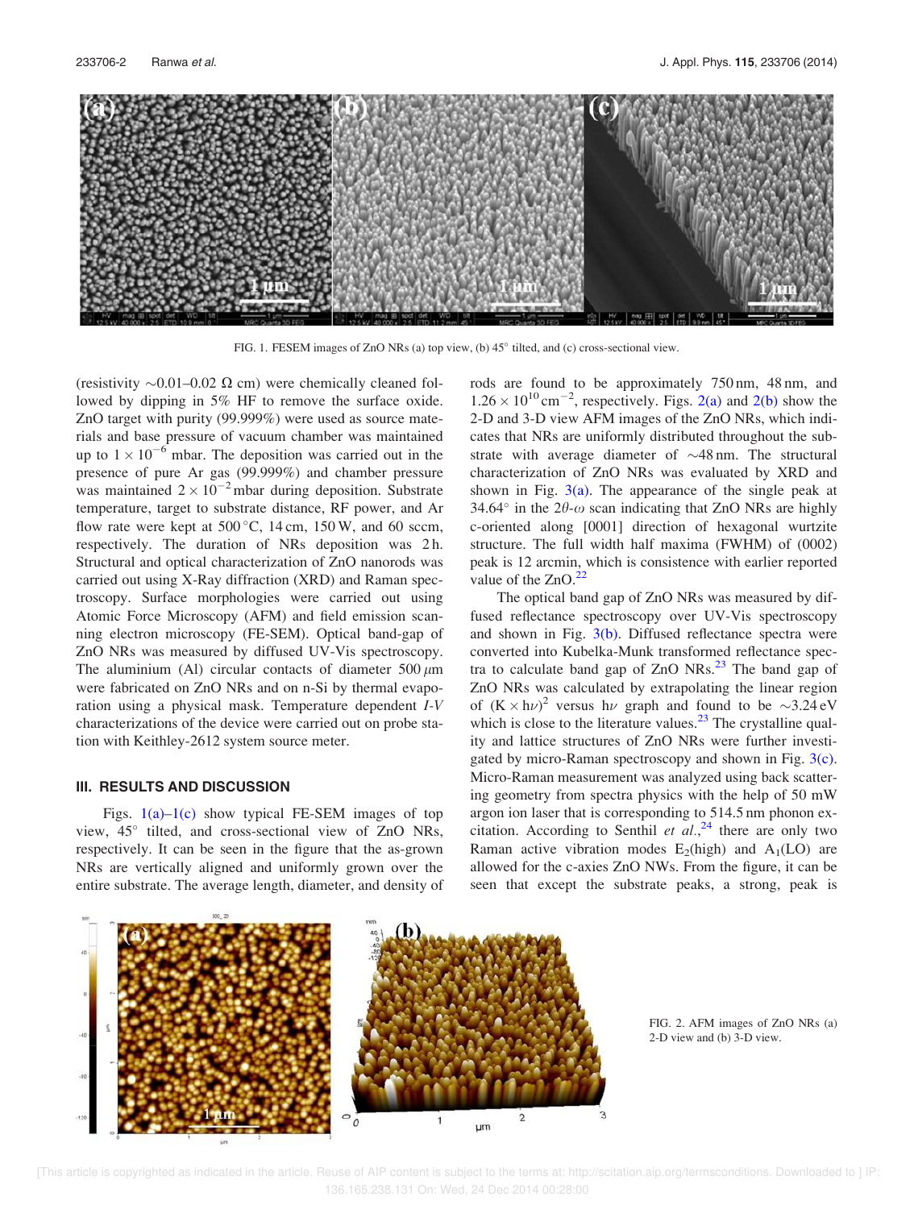FIG. 1. FESEM images of ZnO NRs (a) top view, (b) 45° tilted, and (c) cross-sectional view.

(resistivity ~0.01–0.02 Ω cm) were chemically cleaned followed by dipping in 5% HF to remove the surface oxide. ZnO target with purity (99.999%) were used as source materials and base pressure of vacuum chamber was maintained up to $1 \times 10^{-6}$ mbar. The deposition was carried out in the presence of pure Ar gas (99.999%) and chamber pressure was maintained $2 \times 10^{-2}$ mbar during deposition. Substrate temperature, target to substrate distance, RF power, and Ar flow rate were kept at 500 °C, 14 cm, 150 W, and 60 sccm, respectively. The duration of NRs deposition was 2 h. Structural and optical characterization of ZnO nanorods was carried out using X-Ray diffraction (XRD) and Raman spectroscopy. Surface morphologies were carried out using Atomic Force Microscopy (AFM) and field emission scanning electron microscopy (FE-SEM). Optical band-gap of ZnO NRs was measured by diffused UV-Vis spectroscopy. The aluminium (Al) circular contacts of diameter 500 μm were fabricated on ZnO NRs and on n-Si by thermal evaporation using a physical mask. Temperature dependent *I-V* characterizations of the device were carried out on probe station with Keithley-2612 system source meter.

### III. RESULTS AND DISCUSSION

Figs. 1(a)–1(c) show typical FE-SEM images of top view, 45° tilted, and cross-sectional view of ZnO NRs, respectively. It can be seen in the figure that the as-grown NRs are vertically aligned and uniformly grown over the entire substrate. The average length, diameter, and density of rods are found to be approximately 750 nm, 48 nm, and $1.26 \times 10^{10}\ \text{cm}^{-2}$, respectively. Figs. 2(a) and 2(b) show the 2-D and 3-D view AFM images of the ZnO NRs, which indicates that NRs are uniformly distributed throughout the substrate with average diameter of ~48 nm. The structural characterization of ZnO NRs was evaluated by XRD and shown in Fig. 3(a). The appearance of the single peak at 34.64° in the $2\theta$-$\omega$ scan indicating that ZnO NRs are highly c-oriented along [0001] direction of hexagonal wurtzite structure. The full width half maxima (FWHM) of (0002) peak is 12 arcmin, which is consistence with earlier reported value of the ZnO.[22]

The optical band gap of ZnO NRs was measured by diffused reflectance spectroscopy over UV-Vis spectroscopy and shown in Fig. 3(b). Diffused reflectance spectra were converted into Kubelka-Munk transformed reflectance spectra to calculate band gap of ZnO NRs.[23] The band gap of ZnO NRs was calculated by extrapolating the linear region of $(K \times h\nu)^2$ versus $h\nu$ graph and found to be ~3.24 eV which is close to the literature values.[23] The crystalline quality and lattice structures of ZnO NRs were further investigated by micro-Raman spectroscopy and shown in Fig. 3(c). Micro-Raman measurement was analyzed using back scattering geometry from spectra physics with the help of 50 mW argon ion laser that is corresponding to 514.5 nm phonon excitation. According to Senthil *et al.*,[24] there are only two Raman active vibration modes $E_2$(high) and $A_1$(LO) are allowed for the c-axies ZnO NWs. From the figure, it can be seen that except the substrate peaks, a strong, peak is

FIG. 2. AFM images of ZnO NRs (a) 2-D view and (b) 3-D view.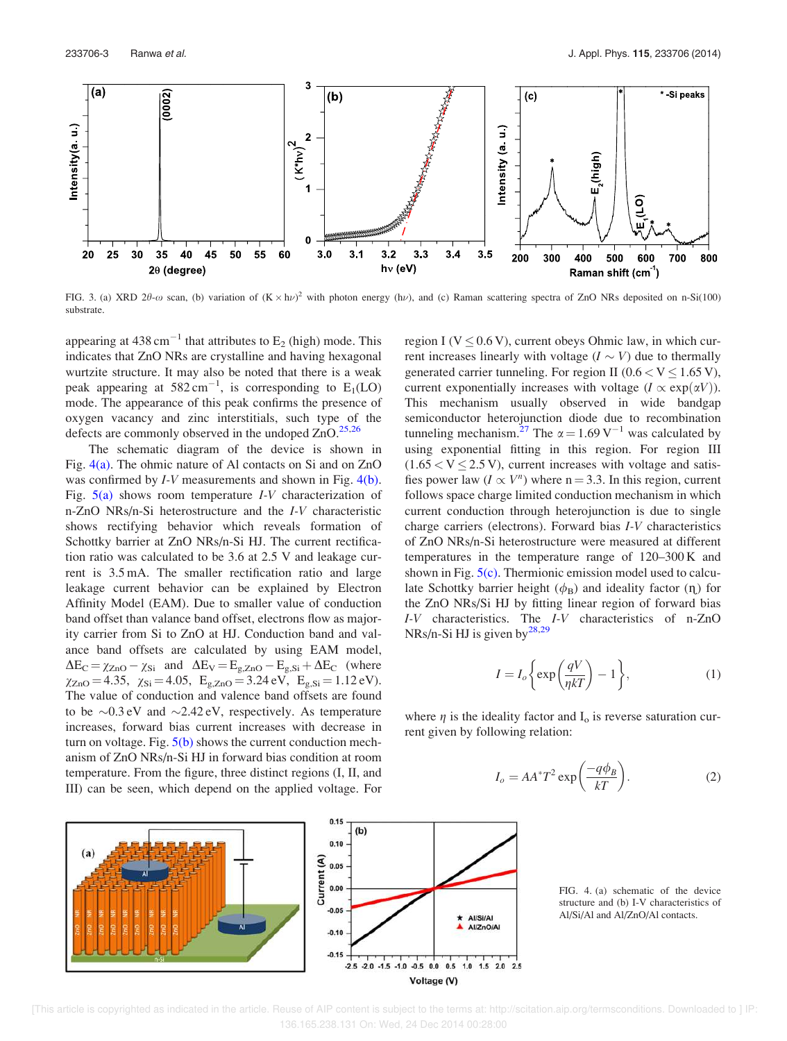FIG. 3. (a) XRD 2θ-ω scan, (b) variation of $(K \times h\nu)^2$ with photon energy (hν), and (c) Raman scattering spectra of ZnO NRs deposited on n-Si(100) substrate.

appearing at 438 $cm^{-1}$ that attributes to $E_2$ (high) mode. This indicates that ZnO NRs are crystalline and having hexagonal wurtzite structure. It may also be noted that there is a weak peak appearing at 582 $cm^{-1}$, is corresponding to $E_1$(LO) mode. The appearance of this peak confirms the presence of oxygen vacancy and zinc interstitials, such type of the defects are commonly observed in the undoped ZnO.[25,26]

The schematic diagram of the device is shown in Fig. 4(a). The ohmic nature of Al contacts on Si and on ZnO was confirmed by *I-V* measurements and shown in Fig. 4(b). Fig. 5(a) shows room temperature *I-V* characterization of n-ZnO NRs/n-Si heterostructure and the *I-V* characteristic shows rectifying behavior which reveals formation of Schottky barrier at ZnO NRs/n-Si HJ. The current rectification ratio was calculated to be 3.6 at 2.5 V and leakage current is 3.5 mA. The smaller rectification ratio and large leakage current behavior can be explained by Electron Affinity Model (EAM). Due to smaller value of conduction band offset than valance band offset, electrons flow as majority carrier from Si to ZnO at HJ. Conduction band and valance band offsets are calculated by using EAM model, $\Delta E_C = \chi_{ZnO} - \chi_{Si}$ and $\Delta E_V = E_{g,ZnO} - E_{g,Si} + \Delta E_C$ (where $\chi_{ZnO} = 4.35$, $\chi_{Si} = 4.05$, $E_{g,ZnO} = 3.24$ eV, $E_{g,Si} = 1.12$ eV). The value of conduction and valence band offsets are found to be ~0.3 eV and ~2.42 eV, respectively. As temperature increases, forward bias current increases with decrease in turn on voltage. Fig. 5(b) shows the current conduction mechanism of ZnO NRs/n-Si HJ in forward bias condition at room temperature. From the figure, three distinct regions (I, II, and III) can be seen, which depend on the applied voltage. For region I ($V \leq 0.6$ V), current obeys Ohmic law, in which current increases linearly with voltage ($I \sim V$) due to thermally generated carrier tunneling. For region II ($0.6 < V \leq 1.65$ V), current exponentially increases with voltage ($I \propto \exp(\alpha V)$). This mechanism usually observed in wide bandgap semiconductor heterojunction diode due to recombination tunneling mechanism.[27] The $\alpha = 1.69\ V^{-1}$ was calculated by using exponential fitting in this region. For region III ($1.65 < V \leq 2.5$ V), current increases with voltage and satisfies power law ($I \propto V^n$) where n = 3.3. In this region, current follows space charge limited conduction mechanism in which current conduction through heterojunction is due to single charge carriers (electrons). Forward bias *I-V* characteristics of ZnO NRs/n-Si heterostructure were measured at different temperatures in the temperature range of 120–300 K and shown in Fig. 5(c). Thermionic emission model used to calculate Schottky barrier height ($\phi_B$) and ideality factor ($\eta$) for the ZnO NRs/Si HJ by fitting linear region of forward bias *I-V* characteristics. The *I-V* characteristics of n-ZnO NRs/n-Si HJ is given by[28,29]

$$I = I_o\left\{\exp\left(\frac{qV}{\eta kT}\right) - 1\right\}, \tag{1}$$

where $\eta$ is the ideality factor and $I_o$ is reverse saturation current given by following relation:

$$I_o = AA^*T^2 \exp\left(\frac{-q\phi_B}{kT}\right). \tag{2}$$

FIG. 4. (a) schematic of the device structure and (b) I-V characteristics of Al/Si/Al and Al/ZnO/Al contacts.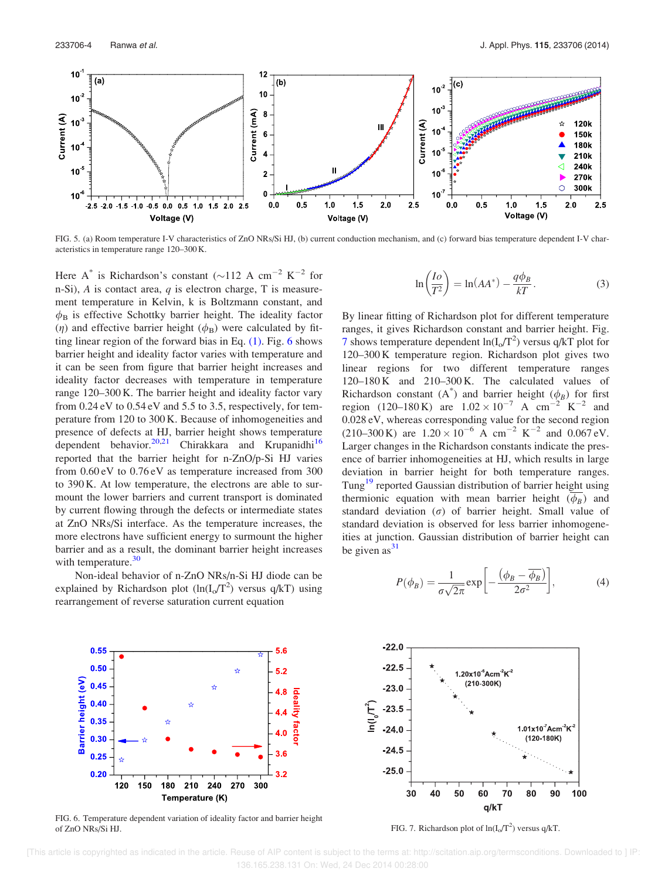FIG. 5. (a) Room temperature I-V characteristics of ZnO NRs/Si HJ, (b) current conduction mechanism, and (c) forward bias temperature dependent I-V characteristics in temperature range 120–300 K.

Here $A^*$ is Richardson's constant ($\sim$112 A $cm^{-2}$ $K^{-2}$ for n-Si), $A$ is contact area, $q$ is electron charge, T is measurement temperature in Kelvin, k is Boltzmann constant, and $\phi_B$ is effective Schottky barrier height. The ideality factor ($\eta$) and effective barrier height ($\phi_B$) were calculated by fitting linear region of the forward bias in Eq. (1). Fig. 6 shows barrier height and ideality factor varies with temperature and it can be seen from figure that barrier height increases and ideality factor decreases with temperature in temperature range 120–300 K. The barrier height and ideality factor vary from 0.24 eV to 0.54 eV and 5.5 to 3.5, respectively, for temperature from 120 to 300 K. Because of inhomogeneities and presence of defects at HJ, barrier height shows temperature dependent behavior.[20,21] Chirakkara and Krupanidhi[16] reported that the barrier height for n-ZnO/p-Si HJ varies from 0.60 eV to 0.76 eV as temperature increased from 300 to 390 K. At low temperature, the electrons are able to surmount the lower barriers and current transport is dominated by current flowing through the defects or intermediate states at ZnO NRs/Si interface. As the temperature increases, the more electrons have sufficient energy to surmount the higher barrier and as a result, the dominant barrier height increases with temperature.[30]

Non-ideal behavior of n-ZnO NRs/n-Si HJ diode can be explained by Richardson plot ($\ln(I_o/T^2)$ versus q/kT) using rearrangement of reverse saturation current equation

$$\ln\left(\frac{Io}{T^2}\right) = \ln(AA^*) - \frac{q\phi_B}{kT}. \tag{3}$$

By linear fitting of Richardson plot for different temperature ranges, it gives Richardson constant and barrier height. Fig. 7 shows temperature dependent $\ln(I_o/T^2)$ versus q/kT plot for 120–300 K temperature region. Richardson plot gives two linear regions for two different temperature ranges 120–180 K and 210–300 K. The calculated values of Richardson constant ($A^*$) and barrier height ($\phi_B$) for first region (120–180 K) are $1.02 \times 10^{-7}$ A $cm^{-2}$ $K^{-2}$ and 0.028 eV, whereas corresponding value for the second region (210–300 K) are $1.20 \times 10^{-6}$ A $cm^{-2}$ $K^{-2}$ and 0.067 eV. Larger changes in the Richardson constants indicate the presence of barrier inhomogeneities at HJ, which results in large deviation in barrier height for both temperature ranges. Tung[19] reported Gaussian distribution of barrier height using thermionic equation with mean barrier height ($\overline{\phi_B}$) and standard deviation ($\sigma$) of barrier height. Small value of standard deviation is observed for less barrier inhomogeneities at junction. Gaussian distribution of barrier height can be given as[31]

$$P(\phi_B) = \frac{1}{\sigma\sqrt{2\pi}} \exp\left[-\frac{(\phi_B - \overline{\phi_B})}{2\sigma^2}\right], \tag{4}$$

FIG. 6. Temperature dependent variation of ideality factor and barrier height of ZnO NRs/Si HJ.

FIG. 7. Richardson plot of $\ln(I_o/T^2)$ versus q/kT.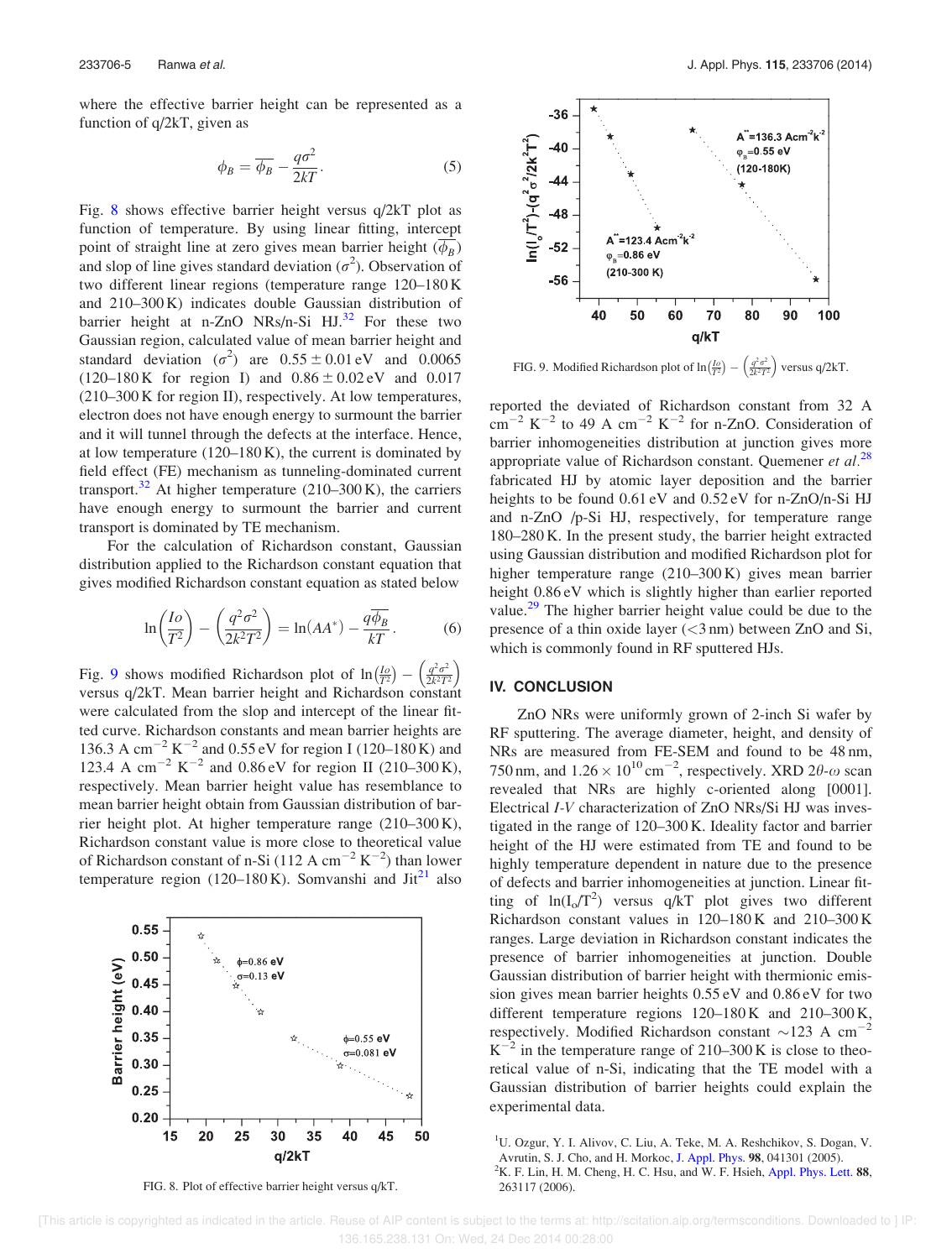where the effective barrier height can be represented as a function of q/2kT, given as

$$\phi_B = \overline{\phi_B} - \frac{q\sigma^2}{2kT}. \quad (5)$$

Fig. 8 shows effective barrier height versus q/2kT plot as function of temperature. By using linear fitting, intercept point of straight line at zero gives mean barrier height ($\overline{\phi_B}$) and slop of line gives standard deviation ($\sigma^2$). Observation of two different linear regions (temperature range 120–180 K and 210–300 K) indicates double Gaussian distribution of barrier height at n-ZnO NRs/n-Si HJ.[32] For these two Gaussian region, calculated value of mean barrier height and standard deviation ($\sigma^2$) are $0.55 \pm 0.01$ eV and 0.0065 (120–180 K for region I) and $0.86 \pm 0.02$ eV and 0.017 (210–300 K for region II), respectively. At low temperatures, electron does not have enough energy to surmount the barrier and it will tunnel through the defects at the interface. Hence, at low temperature (120–180 K), the current is dominated by field effect (FE) mechanism as tunneling-dominated current transport.[32] At higher temperature (210–300 K), the carriers have enough energy to surmount the barrier and current transport is dominated by TE mechanism.

For the calculation of Richardson constant, Gaussian distribution applied to the Richardson constant equation that gives modified Richardson constant equation as stated below

$$\ln\left(\frac{Io}{T^2}\right) - \left(\frac{q^2\sigma^2}{2k^2T^2}\right) = \ln(AA^*) - \frac{q\overline{\phi_B}}{kT}. \quad (6)$$

Fig. 9 shows modified Richardson plot of $\ln\left(\frac{Io}{T^2}\right) - \left(\frac{q^2\sigma^2}{2k^2T^2}\right)$ versus q/2kT. Mean barrier height and Richardson constant were calculated from the slop and intercept of the linear fitted curve. Richardson constants and mean barrier heights are 136.3 A $cm^{-2}$ $K^{-2}$ and 0.55 eV for region I (120–180 K) and 123.4 A $cm^{-2}$ $K^{-2}$ and 0.86 eV for region II (210–300 K), respectively. Mean barrier height value has resemblance to mean barrier height obtain from Gaussian distribution of barrier height plot. At higher temperature range (210–300 K), Richardson constant value is more close to theoretical value of Richardson constant of n-Si (112 A $cm^{-2}$ $K^{-2}$) than lower temperature region (120–180 K). Somvanshi and Jit[21] also reported the deviated of Richardson constant from 32 A $cm^{-2}$ $K^{-2}$ to 49 A $cm^{-2}$ $K^{-2}$ for n-ZnO. Consideration of barrier inhomogeneities distribution at junction gives more appropriate value of Richardson constant. Quemener *et al.*[28] fabricated HJ by atomic layer deposition and the barrier heights to be found 0.61 eV and 0.52 eV for n-ZnO/n-Si HJ and n-ZnO /p-Si HJ, respectively, for temperature range 180–280 K. In the present study, the barrier height extracted using Gaussian distribution and modified Richardson plot for higher temperature range (210–300 K) gives mean barrier height 0.86 eV which is slightly higher than earlier reported value.[29] The higher barrier height value could be due to the presence of a thin oxide layer (<3 nm) between ZnO and Si, which is commonly found in RF sputtered HJs.

FIG. 8. Plot of effective barrier height versus q/kT.

FIG. 9. Modified Richardson plot of $\ln\left(\frac{Io}{T^2}\right) - \left(\frac{q^2\sigma^2}{2k^2T^2}\right)$ versus q/2kT.

## IV. CONCLUSION

ZnO NRs were uniformly grown of 2-inch Si wafer by RF sputtering. The average diameter, height, and density of NRs are measured from FE-SEM and found to be 48 nm, 750 nm, and $1.26 \times 10^{10}$ $cm^{-2}$, respectively. XRD $2\theta$-$\omega$ scan revealed that NRs are highly c-oriented along [0001]. Electrical *I-V* characterization of ZnO NRs/Si HJ was investigated in the range of 120–300 K. Ideality factor and barrier height of the HJ were estimated from TE and found to be highly temperature dependent in nature due to the presence of defects and barrier inhomogeneities at junction. Linear fitting of $\ln(I_o/T^2)$ versus q/kT plot gives two different Richardson constant values in 120–180 K and 210–300 K ranges. Large deviation in Richardson constant indicates the presence of barrier inhomogeneities at junction. Double Gaussian distribution of barrier height with thermionic emission gives mean barrier heights 0.55 eV and 0.86 eV for two different temperature regions 120–180 K and 210–300 K, respectively. Modified Richardson constant ~123 A $cm^{-2}$ $K^{-2}$ in the temperature range of 210–300 K is close to theoretical value of n-Si, indicating that the TE model with a Gaussian distribution of barrier heights could explain the experimental data.

[1] U. Ozgur, Y. I. Alivov, C. Liu, A. Teke, M. A. Reshchikov, S. Dogan, V. Avrutin, S. J. Cho, and H. Morkoc, J. Appl. Phys. **98**, 041301 (2005).

[2] K. F. Lin, H. M. Cheng, H. C. Hsu, and W. F. Hsieh, Appl. Phys. Lett. **88**, 263117 (2006).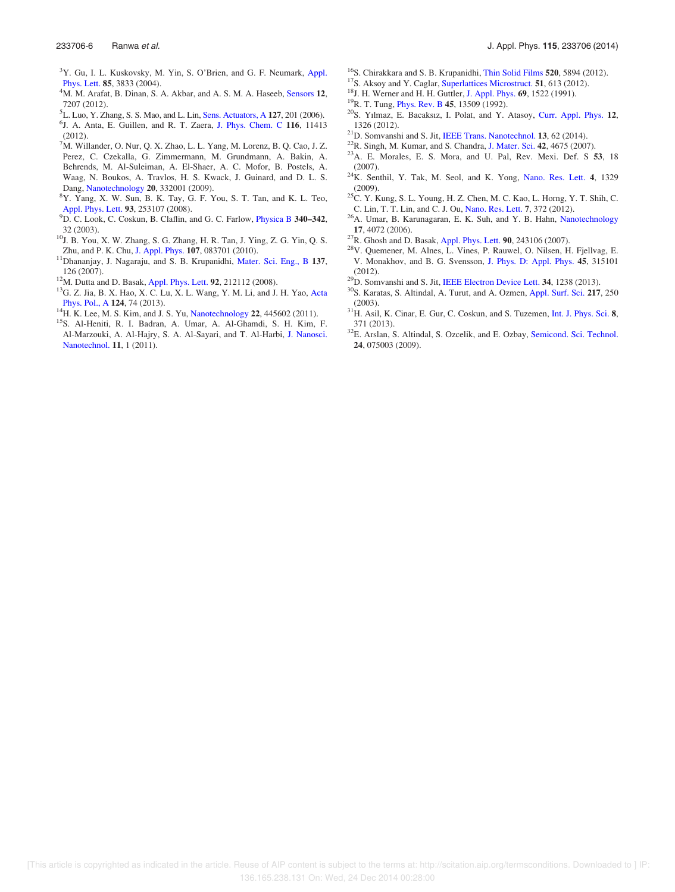[3]Y. Gu, I. L. Kuskovsky, M. Yin, S. O'Brien, and G. F. Neumark, Appl. Phys. Lett. **85**, 3833 (2004).

[4]M. M. Arafat, B. Dinan, S. A. Akbar, and A. S. M. A. Haseeb, Sensors **12**, 7207 (2012).

[5]L. Luo, Y. Zhang, S. S. Mao, and L. Lin, Sens. Actuators, A **127**, 201 (2006).

[6]J. A. Anta, E. Guillen, and R. T. Zaera, J. Phys. Chem. C **116**, 11413 (2012).

[7]M. Willander, O. Nur, Q. X. Zhao, L. L. Yang, M. Lorenz, B. Q. Cao, J. Z. Perez, C. Czekalla, G. Zimmermann, M. Grundmann, A. Bakin, A. Behrends, M. Al-Suleiman, A. El-Shaer, A. C. Mofor, B. Postels, A. Waag, N. Boukos, A. Travlos, H. S. Kwack, J. Guinard, and D. L. S. Dang, Nanotechnology **20**, 332001 (2009).

[8]Y. Yang, X. W. Sun, B. K. Tay, G. F. You, S. T. Tan, and K. L. Teo, Appl. Phys. Lett. **93**, 253107 (2008).

[9]D. C. Look, C. Coskun, B. Claflin, and G. C. Farlow, Physica B **340–342**, 32 (2003).

[10]J. B. You, X. W. Zhang, S. G. Zhang, H. R. Tan, J. Ying, Z. G. Yin, Q. S. Zhu, and P. K. Chu, J. Appl. Phys. **107**, 083701 (2010).

[11]Dhananjay, J. Nagaraju, and S. B. Krupanidhi, Mater. Sci. Eng., B **137**, 126 (2007).

[12]M. Dutta and D. Basak, Appl. Phys. Lett. **92**, 212112 (2008).

[13]G. Z. Jia, B. X. Hao, X. C. Lu, X. L. Wang, Y. M. Li, and J. H. Yao, Acta Phys. Pol., A **124**, 74 (2013).

[14]H. K. Lee, M. S. Kim, and J. S. Yu, Nanotechnology **22**, 445602 (2011).

[15]S. Al-Heniti, R. I. Badran, A. Umar, A. Al-Ghamdi, S. H. Kim, F. Al-Marzouki, A. Al-Hajry, S. A. Al-Sayari, and T. Al-Harbi, J. Nanosci. Nanotechnol. **11**, 1 (2011).

[16]S. Chirakkara and S. B. Krupanidhi, Thin Solid Films **520**, 5894 (2012).

[17]S. Aksoy and Y. Caglar, Superlattices Microstruct. **51**, 613 (2012).

[18]J. H. Werner and H. H. Guttler, J. Appl. Phys. **69**, 1522 (1991).

[19]R. T. Tung, Phys. Rev. B **45**, 13509 (1992).

[20]S. Yılmaz, E. Bacaksız, I. Polat, and Y. Atasoy, Curr. Appl. Phys. **12**, 1326 (2012).

[21]D. Somvanshi and S. Jit, IEEE Trans. Nanotechnol. **13**, 62 (2014).

[22]R. Singh, M. Kumar, and S. Chandra, J. Mater. Sci. **42**, 4675 (2007).

[23]A. E. Morales, E. S. Mora, and U. Pal, Rev. Mexi. Def. S **53**, 18 (2007).

[24]K. Senthil, Y. Tak, M. Seol, and K. Yong, Nano. Res. Lett. **4**, 1329 (2009).

[25]C. Y. Kung, S. L. Young, H. Z. Chen, M. C. Kao, L. Horng, Y. T. Shih, C. C. Lin, T. T. Lin, and C. J. Ou, Nano. Res. Lett. **7**, 372 (2012).

[26]A. Umar, B. Karunagaran, E. K. Suh, and Y. B. Hahn, Nanotechnology **17**, 4072 (2006).

[27]R. Ghosh and D. Basak, Appl. Phys. Lett. **90**, 243106 (2007).

[28]V. Quemener, M. Alnes, L. Vines, P. Rauwel, O. Nilsen, H. Fjellvag, E. V. Monakhov, and B. G. Svensson, J. Phys. D: Appl. Phys. **45**, 315101 (2012).

[29]D. Somvanshi and S. Jit, IEEE Electron Device Lett. **34**, 1238 (2013).

[30]S. Karatas, S. Altindal, A. Turut, and A. Ozmen, Appl. Surf. Sci. **217**, 250 (2003).

[31]H. Asil, K. Cinar, E. Gur, C. Coskun, and S. Tuzemen, Int. J. Phys. Sci. **8**, 371 (2013).

[32]E. Arslan, S. Altindal, S. Ozcelik, and E. Ozbay, Semicond. Sci. Technol. **24**, 075003 (2009).